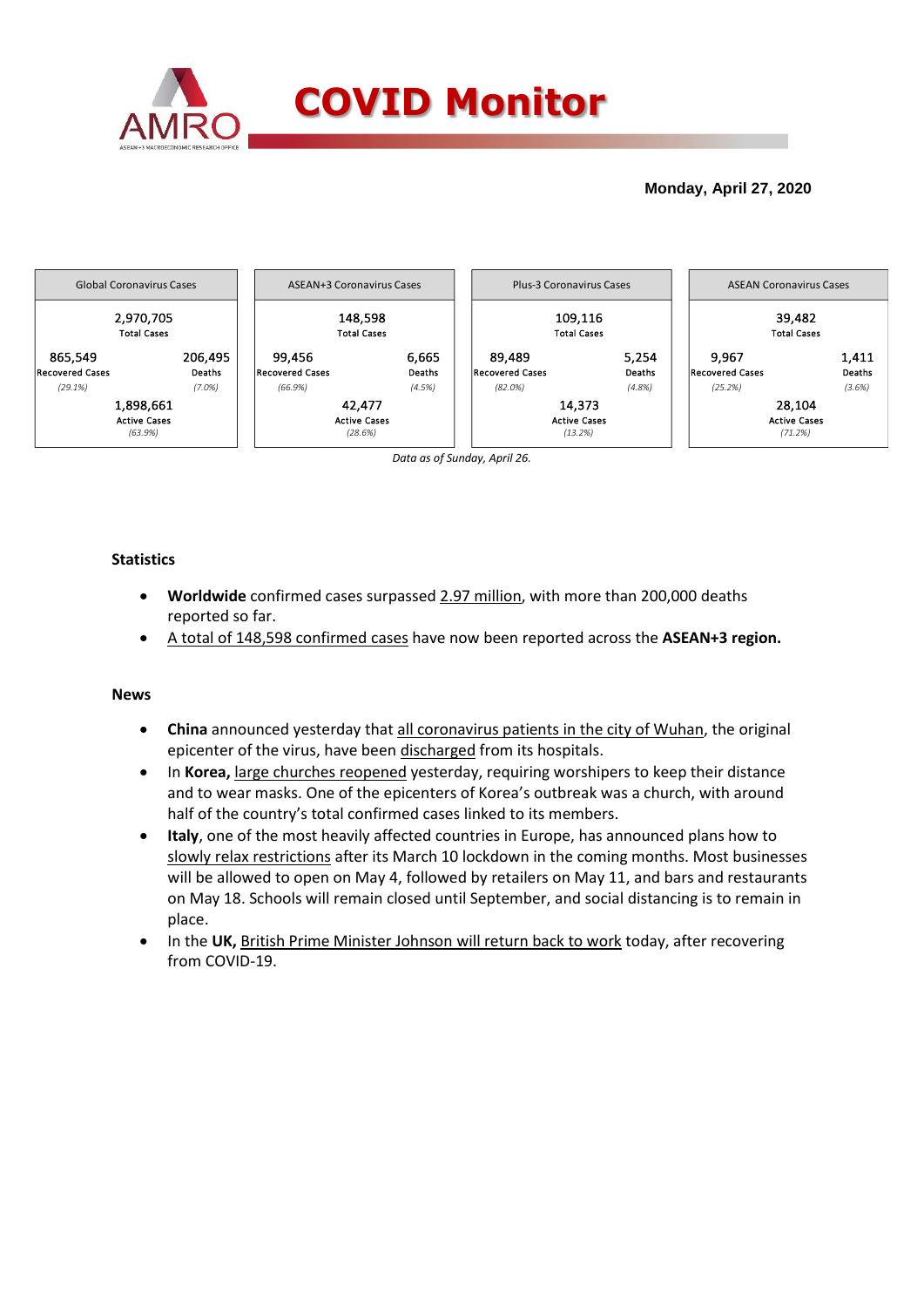# COVID Monitor

**Monday, April 27, 2020**

| Global Coronavirus Cases | | ASEAN+3 Coronavirus Cases | | Plus-3 Coronavirus Cases | | ASEAN Coronavirus Cases | |
|---|---|---|---|---|---|---|---|
| 2,970,705 Total Cases | | 148,598 Total Cases | | 109,116 Total Cases | | 39,482 Total Cases | |
| 865,549 Recovered Cases *(29.1%)* | 206,495 Deaths *(7.0%)* | 99,456 Recovered Cases *(66.9%)* | 6,665 Deaths *(4.5%)* | 89,489 Recovered Cases *(82.0%)* | 5,254 Deaths *(4.8%)* | 9,967 Recovered Cases *(25.2%)* | 1,411 Deaths *(3.6%)* |
| 1,898,661 Active Cases *(63.9%)* | | 42,477 Active Cases *(28.6%)* | | 14,373 Active Cases *(13.2%)* | | 28,104 Active Cases *(71.2%)* | |

*Data as of Sunday, April 26.*

### Statistics

- **Worldwide** confirmed cases surpassed 2.97 million, with more than 200,000 deaths reported so far.
- A total of 148,598 confirmed cases have now been reported across the **ASEAN+3 region.**

### News

- **China** announced yesterday that all coronavirus patients in the city of Wuhan, the original epicenter of the virus, have been discharged from its hospitals.
- In **Korea,** large churches reopened yesterday, requiring worshipers to keep their distance and to wear masks. One of the epicenters of Korea's outbreak was a church, with around half of the country's total confirmed cases linked to its members.
- **Italy**, one of the most heavily affected countries in Europe, has announced plans how to slowly relax restrictions after its March 10 lockdown in the coming months. Most businesses will be allowed to open on May 4, followed by retailers on May 11, and bars and restaurants on May 18. Schools will remain closed until September, and social distancing is to remain in place.
- In the **UK,** British Prime Minister Johnson will return back to work today, after recovering from COVID-19.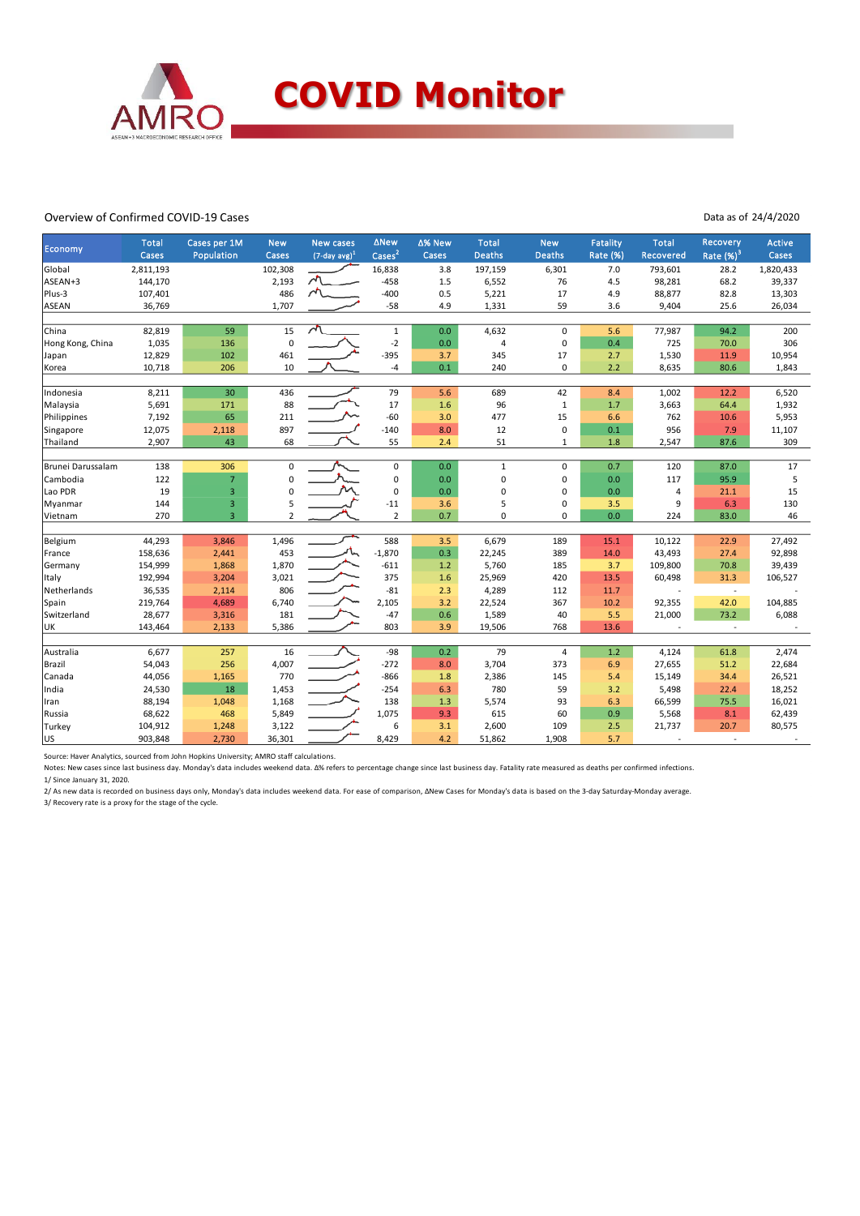# COVID Monitor

Overview of Confirmed COVID-19 Cases

Data as of 24/4/2020

| Economy | Total Cases | Cases per 1M Population | New Cases | New cases (7-day avg)[1] | ΔNew Cases[2] | Δ% New Cases | Total Deaths | New Deaths | Fatality Rate (%) | Total Recovered | Recovery Rate (%)[3] | Active Cases |
|---|---|---|---|---|---|---|---|---|---|---|---|---|
| Global | 2,811,193 | | 102,308 | | 16,838 | 3.8 | 197,159 | 6,301 | 7.0 | 793,601 | 28.2 | 1,820,433 |
| ASEAN+3 | 144,170 | | 2,193 | | -458 | 1.5 | 6,552 | 76 | 4.5 | 98,281 | 68.2 | 39,337 |
| Plus-3 | 107,401 | | 486 | | -400 | 0.5 | 5,221 | 17 | 4.9 | 88,877 | 82.8 | 13,303 |
| ASEAN | 36,769 | | 1,707 | | -58 | 4.9 | 1,331 | 59 | 3.6 | 9,404 | 25.6 | 26,034 |
| | | | | | | | | | | | | |
| China | 82,819 | 59 | 15 | | 1 | 0.0 | 4,632 | 0 | 5.6 | 77,987 | 94.2 | 200 |
| Hong Kong, China | 1,035 | 136 | 0 | | -2 | 0.0 | 4 | 0 | 0.4 | 725 | 70.0 | 306 |
| Japan | 12,829 | 102 | 461 | | -395 | 3.7 | 345 | 17 | 2.7 | 1,530 | 11.9 | 10,954 |
| Korea | 10,718 | 206 | 10 | | -4 | 0.1 | 240 | 0 | 2.2 | 8,635 | 80.6 | 1,843 |
| | | | | | | | | | | | | |
| Indonesia | 8,211 | 30 | 436 | | 79 | 5.6 | 689 | 42 | 8.4 | 1,002 | 12.2 | 6,520 |
| Malaysia | 5,691 | 171 | 88 | | 17 | 1.6 | 96 | 1 | 1.7 | 3,663 | 64.4 | 1,932 |
| Philippines | 7,192 | 65 | 211 | | -60 | 3.0 | 477 | 15 | 6.6 | 762 | 10.6 | 5,953 |
| Singapore | 12,075 | 2,118 | 897 | | -140 | 8.0 | 12 | 0 | 0.1 | 956 | 7.9 | 11,107 |
| Thailand | 2,907 | 43 | 68 | | 55 | 2.4 | 51 | 1 | 1.8 | 2,547 | 87.6 | 309 |
| | | | | | | | | | | | | |
| Brunei Darussalam | 138 | 306 | 0 | | 0 | 0.0 | 1 | 0 | 0.7 | 120 | 87.0 | 17 |
| Cambodia | 122 | 7 | 0 | | 0 | 0.0 | 0 | 0 | 0.0 | 117 | 95.9 | 5 |
| Lao PDR | 19 | 3 | 0 | | 0 | 0.0 | 0 | 0 | 0.0 | 4 | 21.1 | 15 |
| Myanmar | 144 | 3 | 5 | | -11 | 3.6 | 5 | 0 | 3.5 | 9 | 6.3 | 130 |
| Vietnam | 270 | 3 | 2 | | 2 | 0.7 | 0 | 0 | 0.0 | 224 | 83.0 | 46 |
| | | | | | | | | | | | | |
| Belgium | 44,293 | 3,846 | 1,496 | | 588 | 3.5 | 6,679 | 189 | 15.1 | 10,122 | 22.9 | 27,492 |
| France | 158,636 | 2,441 | 453 | | -1,870 | 0.3 | 22,245 | 389 | 14.0 | 43,493 | 27.4 | 92,898 |
| Germany | 154,999 | 1,868 | 1,870 | | -611 | 1.2 | 5,760 | 185 | 3.7 | 109,800 | 70.8 | 39,439 |
| Italy | 192,994 | 3,204 | 3,021 | | 375 | 1.6 | 25,969 | 420 | 13.5 | 60,498 | 31.3 | 106,527 |
| Netherlands | 36,535 | 2,114 | 806 | | -81 | 2.3 | 4,289 | 112 | 11.7 | - | - | - |
| Spain | 219,764 | 4,689 | 6,740 | | 2,105 | 3.2 | 22,524 | 367 | 10.2 | 92,355 | 42.0 | 104,885 |
| Switzerland | 28,677 | 3,316 | 181 | | -47 | 0.6 | 1,589 | 40 | 5.5 | 21,000 | 73.2 | 6,088 |
| UK | 143,464 | 2,133 | 5,386 | | 803 | 3.9 | 19,506 | 768 | 13.6 | - | - | - |
| | | | | | | | | | | | | |
| Australia | 6,677 | 257 | 16 | | -98 | 0.2 | 79 | 4 | 1.2 | 4,124 | 61.8 | 2,474 |
| Brazil | 54,043 | 256 | 4,007 | | -272 | 8.0 | 3,704 | 373 | 6.9 | 27,655 | 51.2 | 22,684 |
| Canada | 44,056 | 1,165 | 770 | | -866 | 1.8 | 2,386 | 145 | 5.4 | 15,149 | 34.4 | 26,521 |
| India | 24,530 | 18 | 1,453 | | -254 | 6.3 | 780 | 59 | 3.2 | 5,498 | 22.4 | 18,252 |
| Iran | 88,194 | 1,048 | 1,168 | | 138 | 1.3 | 5,574 | 93 | 6.3 | 66,599 | 75.5 | 16,021 |
| Russia | 68,622 | 468 | 5,849 | | 1,075 | 9.3 | 615 | 60 | 0.9 | 5,568 | 8.1 | 62,439 |
| Turkey | 104,912 | 1,248 | 3,122 | | 6 | 3.1 | 2,600 | 109 | 2.5 | 21,737 | 20.7 | 80,575 |
| US | 903,848 | 2,730 | 36,301 | | 8,429 | 4.2 | 51,862 | 1,908 | 5.7 | - | - | - |

Source: Haver Analytics, sourced from John Hopkins University; AMRO staff calculations.

Notes: New cases since last business day. Monday's data includes weekend data. Δ% refers to percentage change since last business day. Fatality rate measured as deaths per confirmed infections.

1/ Since January 31, 2020.

2/ As new data is recorded on business days only, Monday's data includes weekend data. For ease of comparison, ΔNew Cases for Monday's data is based on the 3-day Saturday-Monday average.

3/ Recovery rate is a proxy for the stage of the cycle.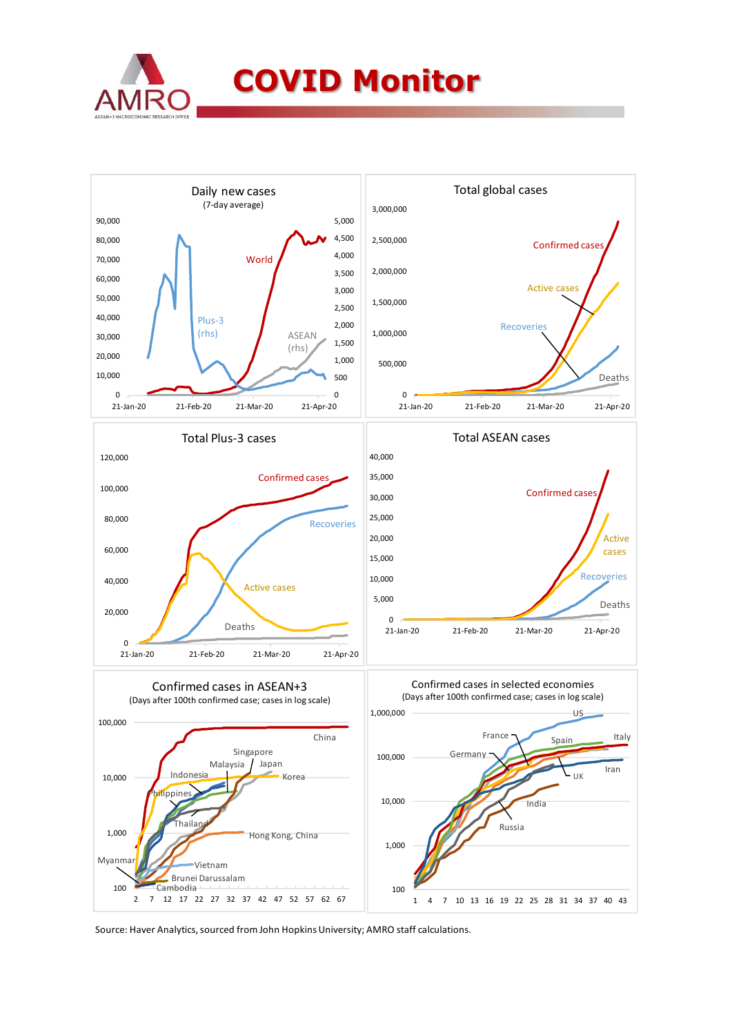# COVID Monitor

Daily new cases
(7-day average)

90,000
80,000
70,000
60,000
50,000
40,000
30,000
20,000
10,000
0

5,000
4,500
4,000
3,500
3,000
2,500
2,000
1,500
1,000
500
0

World
Plus-3 (rhs)
ASEAN (rhs)

21-Jan-20 21-Feb-20 21-Mar-20 21-Apr-20

Total global cases

3,000,000
2,500,000
2,000,000
1,500,000
1,000,000
500,000
0

Confirmed cases
Active cases
Recoveries
Deaths

21-Jan-20 21-Feb-20 21-Mar-20 21-Apr-20

Total Plus-3 cases

120,000
100,000
80,000
60,000
40,000
20,000
0

Confirmed cases
Recoveries
Active cases
Deaths

21-Jan-20 21-Feb-20 21-Mar-20 21-Apr-20

Total ASEAN cases

40,000
35,000
30,000
25,000
20,000
15,000
10,000
5,000
0

Confirmed cases
Active cases
Recoveries
Deaths

21-Jan-20 21-Feb-20 21-Mar-20 21-Apr-20

Confirmed cases in ASEAN+3
(Days after 100th confirmed case; cases in log scale)

100,000
10,000
1,000
100

China
Singapore
Malaysia
Japan
Indonesia
Korea
Philippines
Thailand
Hong Kong, China
Myanmar
Vietnam
Brunei Darussalam
Cambodia

2 7 12 17 22 27 32 37 42 47 52 57 62 67

Confirmed cases in selected economies
(Days after 100th confirmed case; cases in log scale)

1,000,000
100,000
10,000
1,000
100

US
France
Italy
Spain
Germany
Iran
UK
India
Russia

1 4 7 10 13 16 19 22 25 28 31 34 37 40 43

Source: Haver Analytics, sourced from John Hopkins University; AMRO staff calculations.